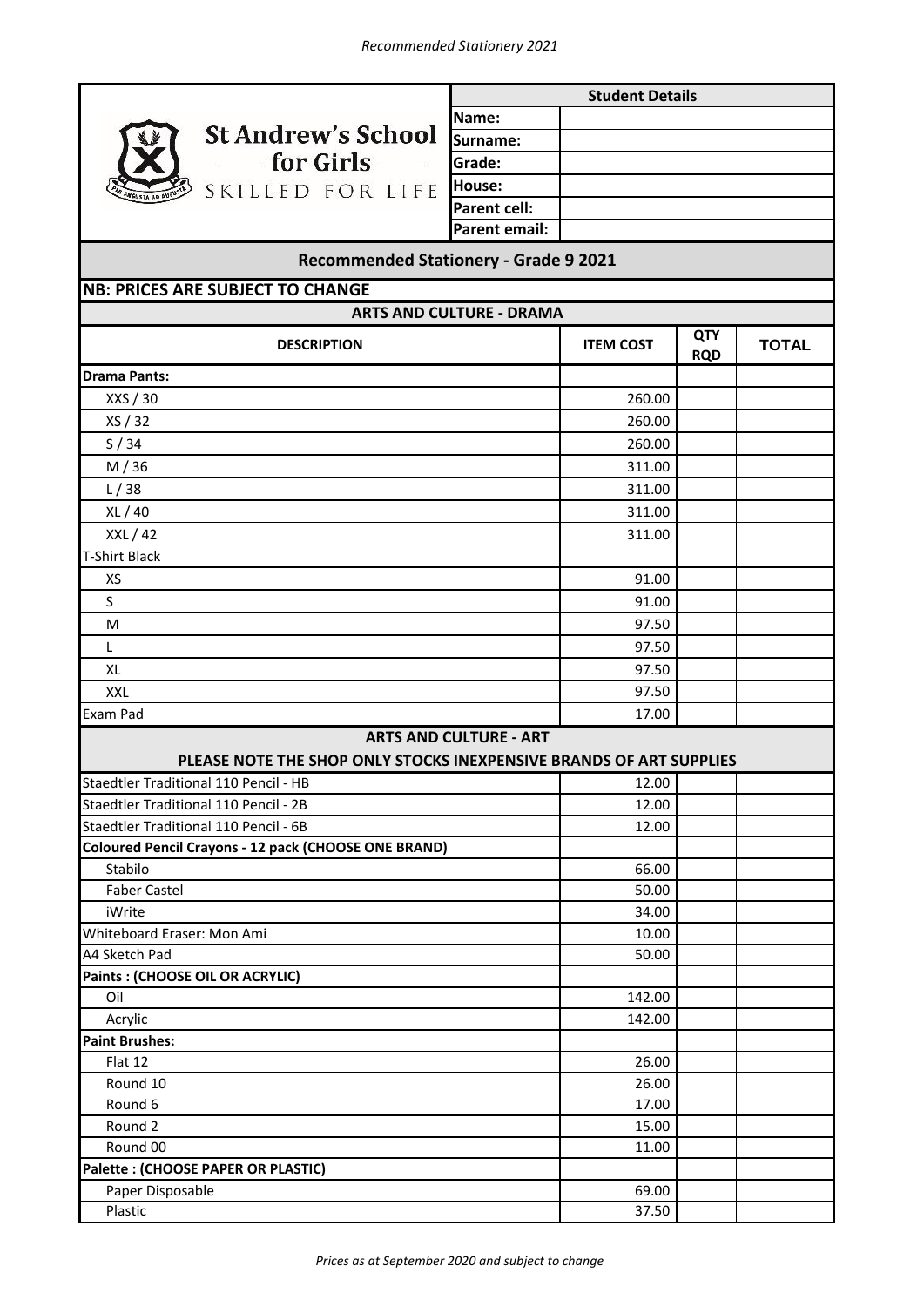*Recommended Stationery 2021*

**St Andrew's School for Girls**
SKILLED FOR LIFE

| Student Details | |
|---|---|
| Name: | |
| Surname: | |
| Grade: | |
| House: | |
| Parent cell: | |
| Parent email: | |

## Recommended Stationery - Grade 9 2021

**NB: PRICES ARE SUBJECT TO CHANGE**

| DESCRIPTION | ITEM COST | QTY RQD | TOTAL |
|---|---|---|---|
| **ARTS AND CULTURE - DRAMA** | | | |
| **Drama Pants:** | | | |
| XXS / 30 | 260.00 | | |
| XS / 32 | 260.00 | | |
| S / 34 | 260.00 | | |
| M / 36 | 311.00 | | |
| L / 38 | 311.00 | | |
| XL / 40 | 311.00 | | |
| XXL / 42 | 311.00 | | |
| T-Shirt Black | | | |
| XS | 91.00 | | |
| S | 91.00 | | |
| M | 97.50 | | |
| L | 97.50 | | |
| XL | 97.50 | | |
| XXL | 97.50 | | |
| Exam Pad | 17.00 | | |
| **ARTS AND CULTURE - ART** | | | |
| **PLEASE NOTE THE SHOP ONLY STOCKS INEXPENSIVE BRANDS OF ART SUPPLIES** | | | |
| Staedtler Traditional 110 Pencil - HB | 12.00 | | |
| Staedtler Traditional 110 Pencil - 2B | 12.00 | | |
| Staedtler Traditional 110 Pencil - 6B | 12.00 | | |
| **Coloured Pencil Crayons - 12 pack (CHOOSE ONE BRAND)** | | | |
| Stabilo | 66.00 | | |
| Faber Castel | 50.00 | | |
| iWrite | 34.00 | | |
| Whiteboard Eraser: Mon Ami | 10.00 | | |
| A4 Sketch Pad | 50.00 | | |
| **Paints : (CHOOSE OIL OR ACRYLIC)** | | | |
| Oil | 142.00 | | |
| Acrylic | 142.00 | | |
| **Paint Brushes:** | | | |
| Flat 12 | 26.00 | | |
| Round 10 | 26.00 | | |
| Round 6 | 17.00 | | |
| Round 2 | 15.00 | | |
| Round 00 | 11.00 | | |
| **Palette : (CHOOSE PAPER OR PLASTIC)** | | | |
| Paper Disposable | 69.00 | | |
| Plastic | 37.50 | | |

*Prices as at September 2020 and subject to change*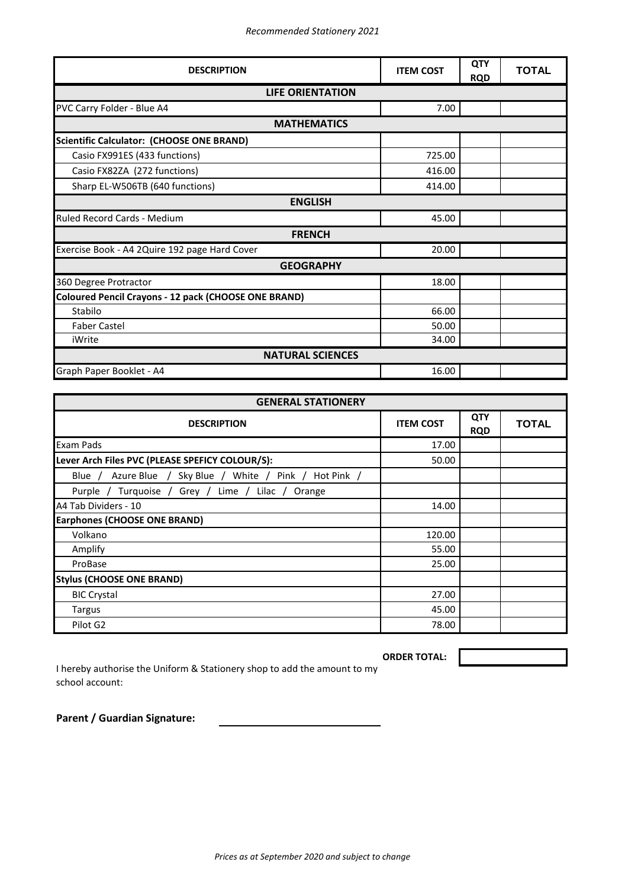*Recommended Stationery 2021*

| DESCRIPTION | ITEM COST | QTY RQD | TOTAL |
|---|---|---|---|
| **LIFE ORIENTATION** | | | |
| PVC Carry Folder - Blue A4 | 7.00 | | |
| **MATHEMATICS** | | | |
| **Scientific Calculator: (CHOOSE ONE BRAND)** | | | |
| Casio FX991ES (433 functions) | 725.00 | | |
| Casio FX82ZA (272 functions) | 416.00 | | |
| Sharp EL-W506TB (640 functions) | 414.00 | | |
| **ENGLISH** | | | |
| Ruled Record Cards - Medium | 45.00 | | |
| **FRENCH** | | | |
| Exercise Book - A4 2Quire 192 page Hard Cover | 20.00 | | |
| **GEOGRAPHY** | | | |
| 360 Degree Protractor | 18.00 | | |
| **Coloured Pencil Crayons - 12 pack (CHOOSE ONE BRAND)** | | | |
| Stabilo | 66.00 | | |
| Faber Castel | 50.00 | | |
| iWrite | 34.00 | | |
| **NATURAL SCIENCES** | | | |
| Graph Paper Booklet - A4 | 16.00 | | |

**GENERAL STATIONERY**

| DESCRIPTION | ITEM COST | QTY RQD | TOTAL |
|---|---|---|---|
| Exam Pads | 17.00 | | |
| **Lever Arch Files PVC (PLEASE SPEFICY COLOUR/S):** | 50.00 | | |
| Blue / Azure Blue / Sky Blue / White / Pink / Hot Pink / | | | |
| Purple / Turquoise / Grey / Lime / Lilac / Orange | | | |
| A4 Tab Dividers - 10 | 14.00 | | |
| **Earphones (CHOOSE ONE BRAND)** | | | |
| Volkano | 120.00 | | |
| Amplify | 55.00 | | |
| ProBase | 25.00 | | |
| **Stylus (CHOOSE ONE BRAND)** | | | |
| BIC Crystal | 27.00 | | |
| Targus | 45.00 | | |
| Pilot G2 | 78.00 | | |

**ORDER TOTAL:**

I hereby authorise the Uniform & Stationery shop to add the amount to my school account:

**Parent / Guardian Signature:** ______________________

*Prices as at September 2020 and subject to change*